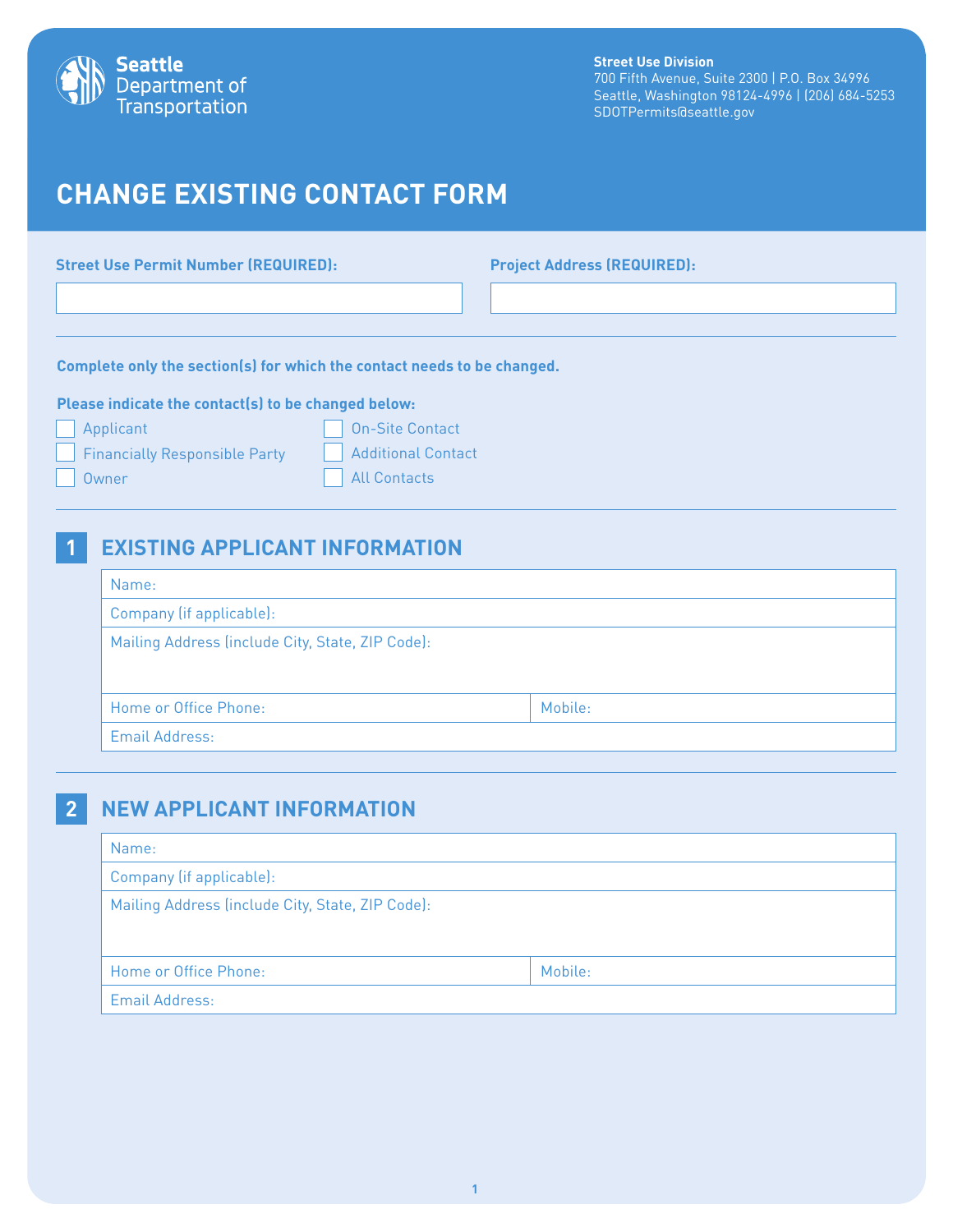Seattle Department of Transportation

**Street Use Division**
700 Fifth Avenue, Suite 2300 | P.O. Box 34996
Seattle, Washington 98124-4996 | (206) 684-5253
SDOTPermits@seattle.gov

# CHANGE EXISTING CONTACT FORM

**Street Use Permit Number (REQUIRED):**

**Project Address (REQUIRED):**

**Complete only the section(s) for which the contact needs to be changed.**

**Please indicate the contact(s) to be changed below:**

- ☐ Applicant
- ☐ Financially Responsible Party
- ☐ Owner
- ☐ On-Site Contact
- ☐ Additional Contact
- ☐ All Contacts

## 1 EXISTING APPLICANT INFORMATION

| Name: | |
|---|---|
| Company (if applicable): | |
| Mailing Address (include City, State, ZIP Code): | |
| Home or Office Phone: | Mobile: |
| Email Address: | |

## 2 NEW APPLICANT INFORMATION

| Name: | |
|---|---|
| Company (if applicable): | |
| Mailing Address (include City, State, ZIP Code): | |
| Home or Office Phone: | Mobile: |
| Email Address: | |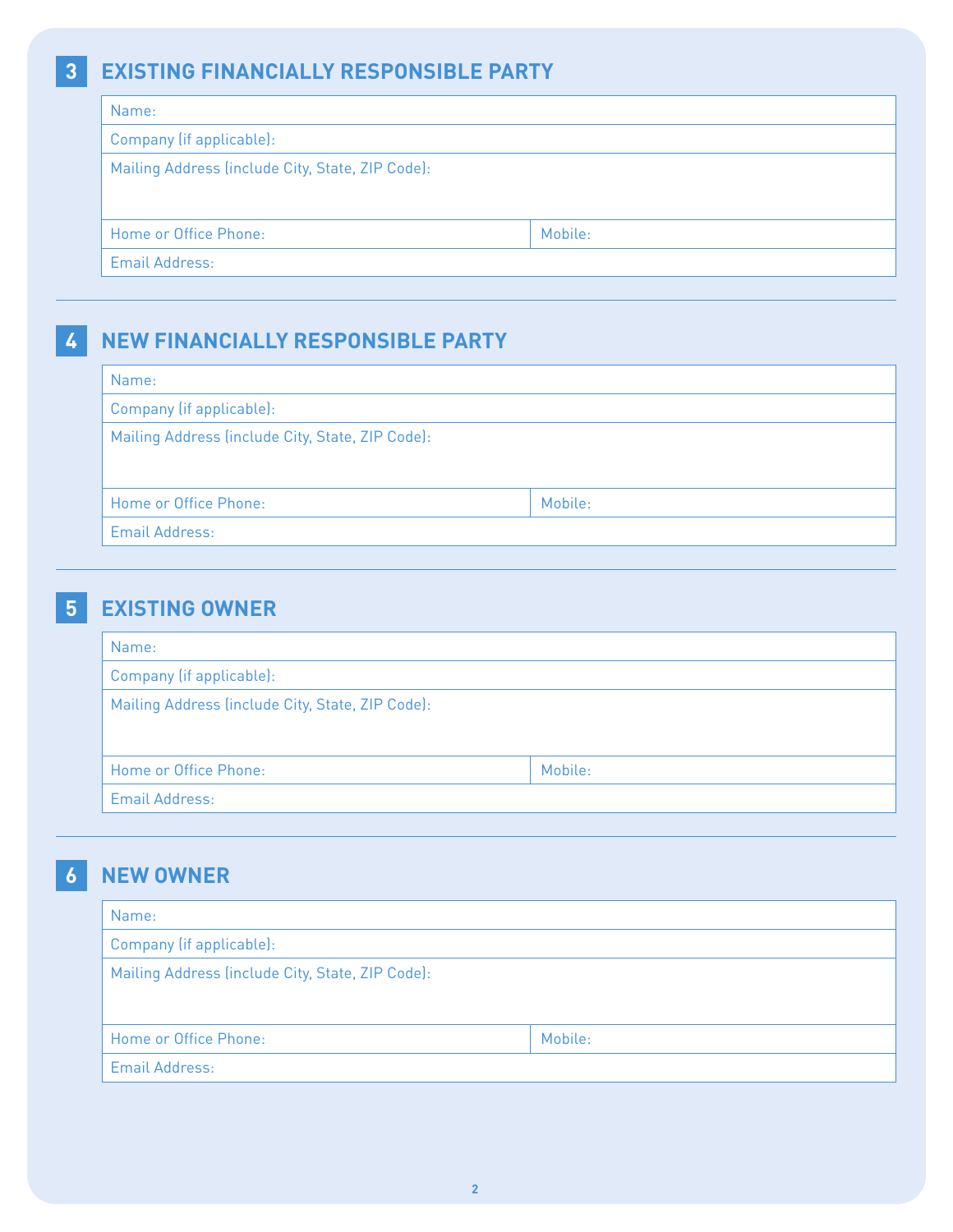## 3 EXISTING FINANCIALLY RESPONSIBLE PARTY

| Name: | |
|---|---|
| Company (if applicable): | |
| Mailing Address (include City, State, ZIP Code): | |
| Home or Office Phone: | Mobile: |
| Email Address: | |

## 4 NEW FINANCIALLY RESPONSIBLE PARTY

| Name: | |
|---|---|
| Company (if applicable): | |
| Mailing Address (include City, State, ZIP Code): | |
| Home or Office Phone: | Mobile: |
| Email Address: | |

## 5 EXISTING OWNER

| Name: | |
|---|---|
| Company (if applicable): | |
| Mailing Address (include City, State, ZIP Code): | |
| Home or Office Phone: | Mobile: |
| Email Address: | |

## 6 NEW OWNER

| Name: | |
|---|---|
| Company (if applicable): | |
| Mailing Address (include City, State, ZIP Code): | |
| Home or Office Phone: | Mobile: |
| Email Address: | |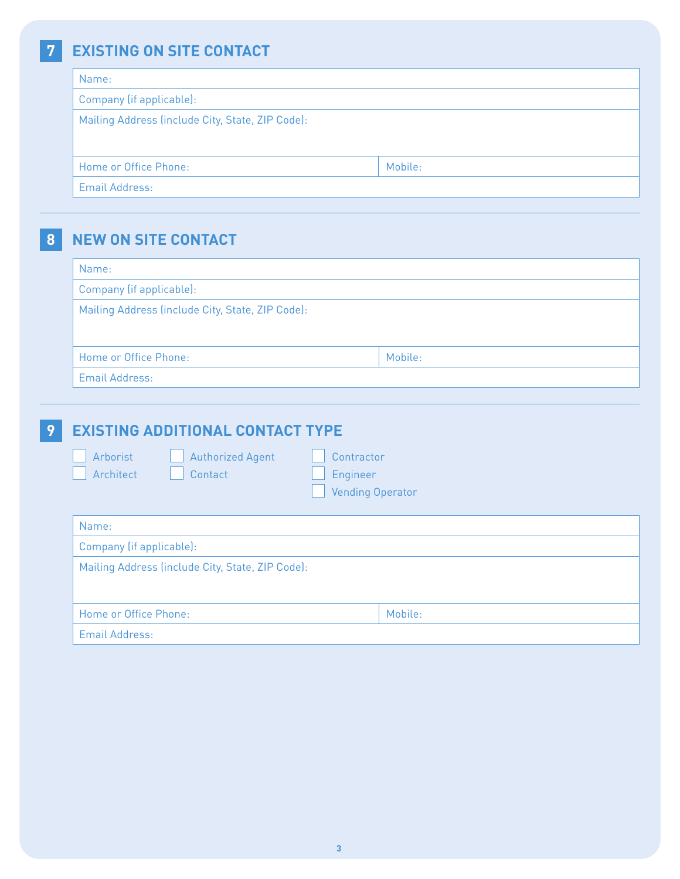## 7 EXISTING ON SITE CONTACT

| Name: | |
|---|---|
| Company (if applicable): | |
| Mailing Address (include City, State, ZIP Code): | |
| Home or Office Phone: | Mobile: |
| Email Address: | |

## 8 NEW ON SITE CONTACT

| Name: | |
|---|---|
| Company (if applicable): | |
| Mailing Address (include City, State, ZIP Code): | |
| Home or Office Phone: | Mobile: |
| Email Address: | |

## 9 EXISTING ADDITIONAL CONTACT TYPE

- ☐ Arborist
- ☐ Architect
- ☐ Authorized Agent
- ☐ Contact
- ☐ Contractor
- ☐ Engineer
- ☐ Vending Operator

| Name: | |
|---|---|
| Company (if applicable): | |
| Mailing Address (include City, State, ZIP Code): | |
| Home or Office Phone: | Mobile: |
| Email Address: | |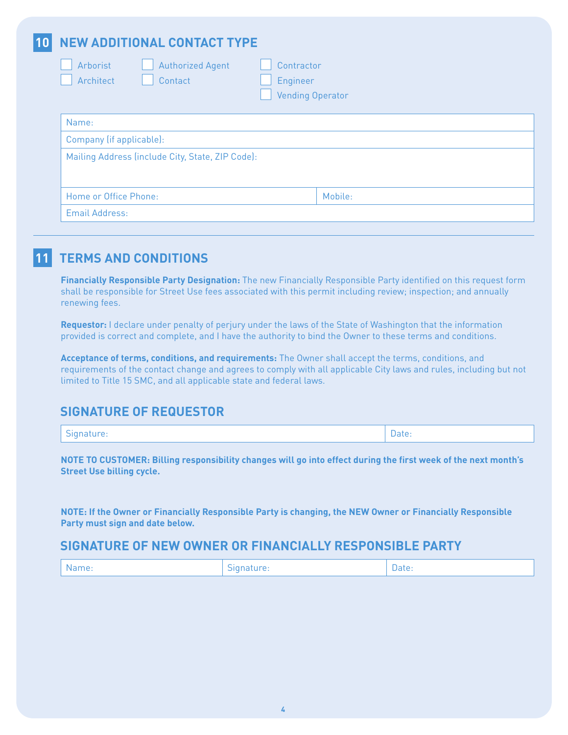## 10 NEW ADDITIONAL CONTACT TYPE

- ☐ Arborist
- ☐ Architect
- ☐ Authorized Agent
- ☐ Contact
- ☐ Contractor
- ☐ Engineer
- ☐ Vending Operator

| | |
|---|---|
| Name: | |
| Company (if applicable): | |
| Mailing Address (include City, State, ZIP Code): | |
| Home or Office Phone: | Mobile: |
| Email Address: | |

## 11 TERMS AND CONDITIONS

**Financially Responsible Party Designation:** The new Financially Responsible Party identified on this request form shall be responsible for Street Use fees associated with this permit including review; inspection; and annually renewing fees.

**Requestor:** I declare under penalty of perjury under the laws of the State of Washington that the information provided is correct and complete, and I have the authority to bind the Owner to these terms and conditions.

**Acceptance of terms, conditions, and requirements:** The Owner shall accept the terms, conditions, and requirements of the contact change and agrees to comply with all applicable City laws and rules, including but not limited to Title 15 SMC, and all applicable state and federal laws.

### SIGNATURE OF REQUESTOR

| | |
|---|---|
| Signature: | Date: |

**NOTE TO CUSTOMER: Billing responsibility changes will go into effect during the first week of the next month's Street Use billing cycle.**

**NOTE: If the Owner or Financially Responsible Party is changing, the NEW Owner or Financially Responsible Party must sign and date below.**

### SIGNATURE OF NEW OWNER OR FINANCIALLY RESPONSIBLE PARTY

| | | |
|---|---|---|
| Name: | Signature: | Date: |